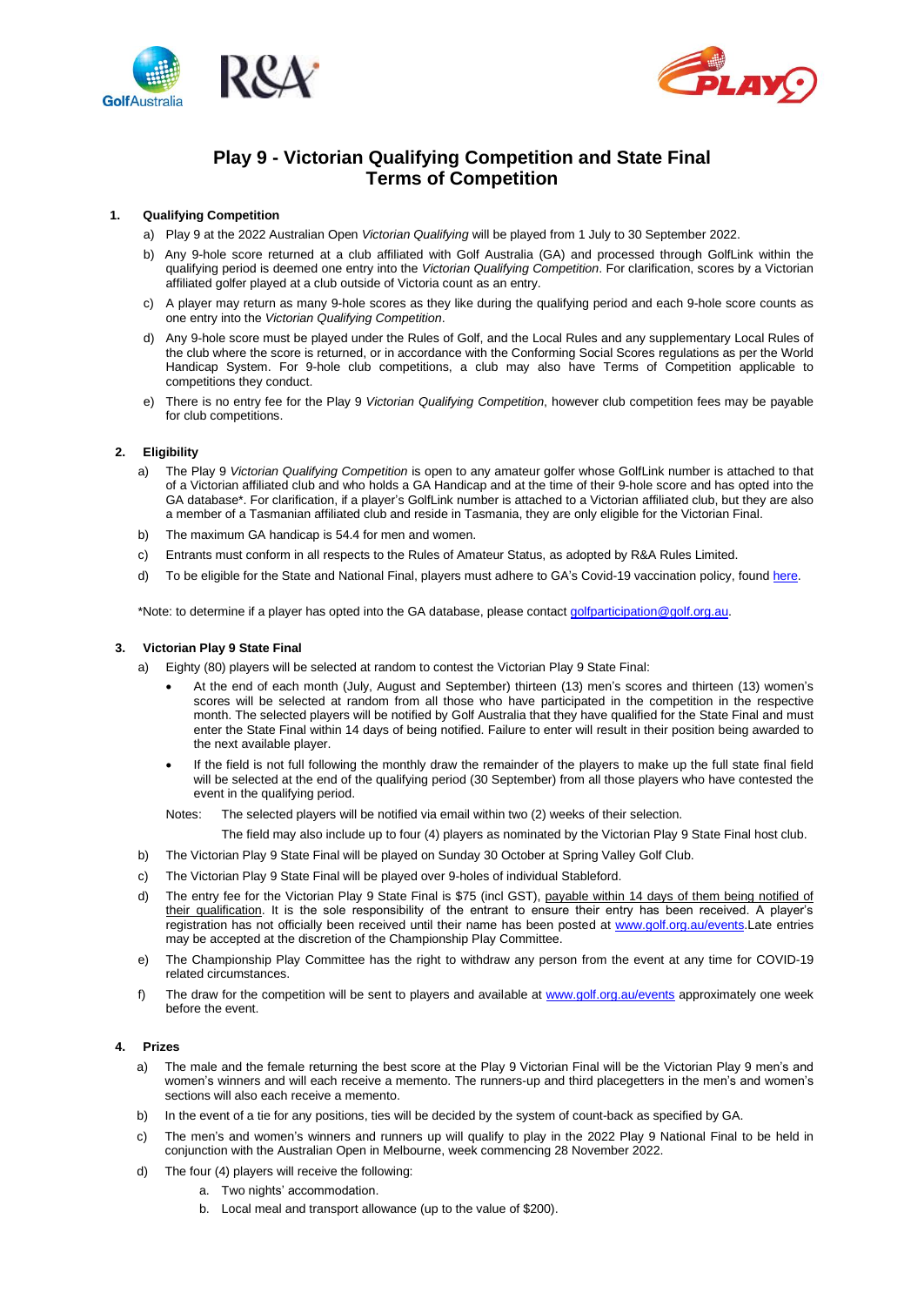# Play 9 - Victorian Qualifying Competition and State Final
# Terms of Competition

## 1. Qualifying Competition

a) Play 9 at the 2022 Australian Open *Victorian Qualifying* will be played from 1 July to 30 September 2022.

b) Any 9-hole score returned at a club affiliated with Golf Australia (GA) and processed through GolfLink within the qualifying period is deemed one entry into the *Victorian Qualifying Competition*. For clarification, scores by a Victorian affiliated golfer played at a club outside of Victoria count as an entry.

c) A player may return as many 9-hole scores as they like during the qualifying period and each 9-hole score counts as one entry into the *Victorian Qualifying Competition*.

d) Any 9-hole score must be played under the Rules of Golf, and the Local Rules and any supplementary Local Rules of the club where the score is returned, or in accordance with the Conforming Social Scores regulations as per the World Handicap System. For 9-hole club competitions, a club may also have Terms of Competition applicable to competitions they conduct.

e) There is no entry fee for the Play 9 *Victorian Qualifying Competition*, however club competition fees may be payable for club competitions.

## 2. Eligibility

a) The Play 9 *Victorian Qualifying Competition* is open to any amateur golfer whose GolfLink number is attached to that of a Victorian affiliated club and who holds a GA Handicap and at the time of their 9-hole score and has opted into the GA database*. For clarification, if a player's GolfLink number is attached to a Victorian affiliated club, but they are also a member of a Tasmanian affiliated club and reside in Tasmania, they are only eligible for the Victorian Final.

b) The maximum GA handicap is 54.4 for men and women.

c) Entrants must conform in all respects to the Rules of Amateur Status, as adopted by R&A Rules Limited.

d) To be eligible for the State and National Final, players must adhere to GA's Covid-19 vaccination policy, found here.

*Note: to determine if a player has opted into the GA database, please contact golfparticipation@golf.org.au.

## 3. Victorian Play 9 State Final

a) Eighty (80) players will be selected at random to contest the Victorian Play 9 State Final:

- At the end of each month (July, August and September) thirteen (13) men's scores and thirteen (13) women's scores will be selected at random from all those who have participated in the competition in the respective month. The selected players will be notified by Golf Australia that they have qualified for the State Final and must enter the State Final within 14 days of being notified. Failure to enter will result in their position being awarded to the next available player.
- If the field is not full following the monthly draw the remainder of the players to make up the full state final field will be selected at the end of the qualifying period (30 September) from all those players who have contested the event in the qualifying period.

Notes: The selected players will be notified via email within two (2) weeks of their selection.

The field may also include up to four (4) players as nominated by the Victorian Play 9 State Final host club.

b) The Victorian Play 9 State Final will be played on Sunday 30 October at Spring Valley Golf Club.

c) The Victorian Play 9 State Final will be played over 9-holes of individual Stableford.

d) The entry fee for the Victorian Play 9 State Final is $75 (incl GST), payable within 14 days of them being notified of their qualification. It is the sole responsibility of the entrant to ensure their entry has been received. A player's registration has not officially been received until their name has been posted at www.golf.org.au/events. Late entries may be accepted at the discretion of the Championship Play Committee.

e) The Championship Play Committee has the right to withdraw any person from the event at any time for COVID-19 related circumstances.

f) The draw for the competition will be sent to players and available at www.golf.org.au/events approximately one week before the event.

## 4. Prizes

a) The male and the female returning the best score at the Play 9 Victorian Final will be the Victorian Play 9 men's and women's winners and will each receive a memento. The runners-up and third placegetters in the men's and women's sections will also each receive a memento.

b) In the event of a tie for any positions, ties will be decided by the system of count-back as specified by GA.

c) The men's and women's winners and runners up will qualify to play in the 2022 Play 9 National Final to be held in conjunction with the Australian Open in Melbourne, week commencing 28 November 2022.

d) The four (4) players will receive the following:

   a. Two nights' accommodation.
   b. Local meal and transport allowance (up to the value of $200).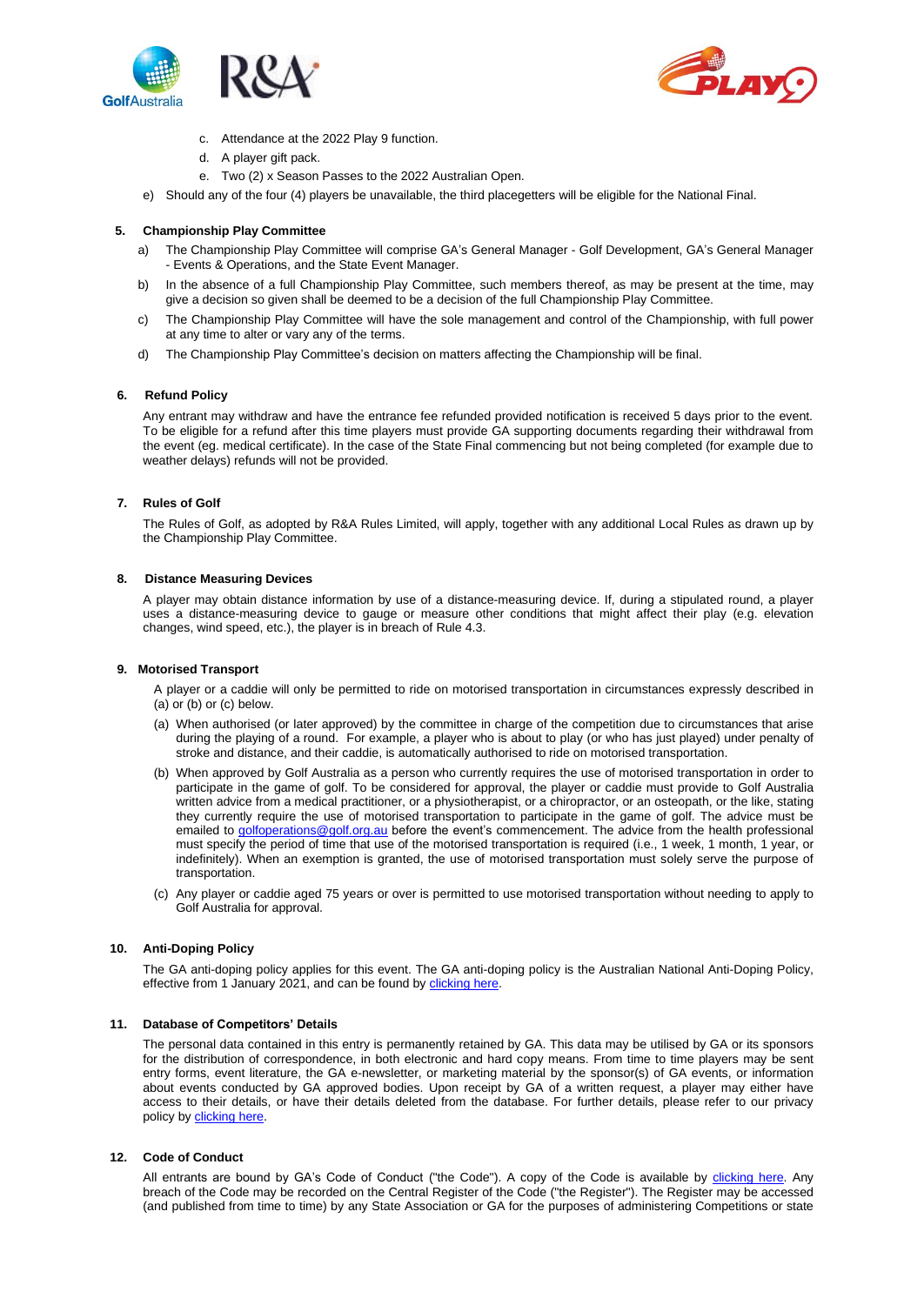c. Attendance at the 2022 Play 9 function.
d. A player gift pack.
e. Two (2) x Season Passes to the 2022 Australian Open.

e) Should any of the four (4) players be unavailable, the third placegetters will be eligible for the National Final.

**5. Championship Play Committee**

a) The Championship Play Committee will comprise GA's General Manager - Golf Development, GA's General Manager - Events & Operations, and the State Event Manager.

b) In the absence of a full Championship Play Committee, such members thereof, as may be present at the time, may give a decision so given shall be deemed to be a decision of the full Championship Play Committee.

c) The Championship Play Committee will have the sole management and control of the Championship, with full power at any time to alter or vary any of the terms.

d) The Championship Play Committee's decision on matters affecting the Championship will be final.

**6. Refund Policy**

Any entrant may withdraw and have the entrance fee refunded provided notification is received 5 days prior to the event. To be eligible for a refund after this time players must provide GA supporting documents regarding their withdrawal from the event (eg. medical certificate). In the case of the State Final commencing but not being completed (for example due to weather delays) refunds will not be provided.

**7. Rules of Golf**

The Rules of Golf, as adopted by R&A Rules Limited, will apply, together with any additional Local Rules as drawn up by the Championship Play Committee.

**8. Distance Measuring Devices**

A player may obtain distance information by use of a distance-measuring device. If, during a stipulated round, a player uses a distance-measuring device to gauge or measure other conditions that might affect their play (e.g. elevation changes, wind speed, etc.), the player is in breach of Rule 4.3.

**9. Motorised Transport**

A player or a caddie will only be permitted to ride on motorised transportation in circumstances expressly described in (a) or (b) or (c) below.

(a) When authorised (or later approved) by the committee in charge of the competition due to circumstances that arise during the playing of a round. For example, a player who is about to play (or who has just played) under penalty of stroke and distance, and their caddie, is automatically authorised to ride on motorised transportation.

(b) When approved by Golf Australia as a person who currently requires the use of motorised transportation in order to participate in the game of golf. To be considered for approval, the player or caddie must provide to Golf Australia written advice from a medical practitioner, or a physiotherapist, or a chiropractor, or an osteopath, or the like, stating they currently require the use of motorised transportation to participate in the game of golf. The advice must be emailed to golfoperations@golf.org.au before the event's commencement. The advice from the health professional must specify the period of time that use of the motorised transportation is required (i.e., 1 week, 1 month, 1 year, or indefinitely). When an exemption is granted, the use of motorised transportation must solely serve the purpose of transportation.

(c) Any player or caddie aged 75 years or over is permitted to use motorised transportation without needing to apply to Golf Australia for approval.

**10. Anti-Doping Policy**

The GA anti-doping policy applies for this event. The GA anti-doping policy is the Australian National Anti-Doping Policy, effective from 1 January 2021, and can be found by clicking here.

**11. Database of Competitors' Details**

The personal data contained in this entry is permanently retained by GA. This data may be utilised by GA or its sponsors for the distribution of correspondence, in both electronic and hard copy means. From time to time players may be sent entry forms, event literature, the GA e-newsletter, or marketing material by the sponsor(s) of GA events, or information about events conducted by GA approved bodies. Upon receipt by GA of a written request, a player may either have access to their details, or have their details deleted from the database. For further details, please refer to our privacy policy by clicking here.

**12. Code of Conduct**

All entrants are bound by GA's Code of Conduct ("the Code"). A copy of the Code is available by clicking here. Any breach of the Code may be recorded on the Central Register of the Code ("the Register"). The Register may be accessed (and published from time to time) by any State Association or GA for the purposes of administering Competitions or state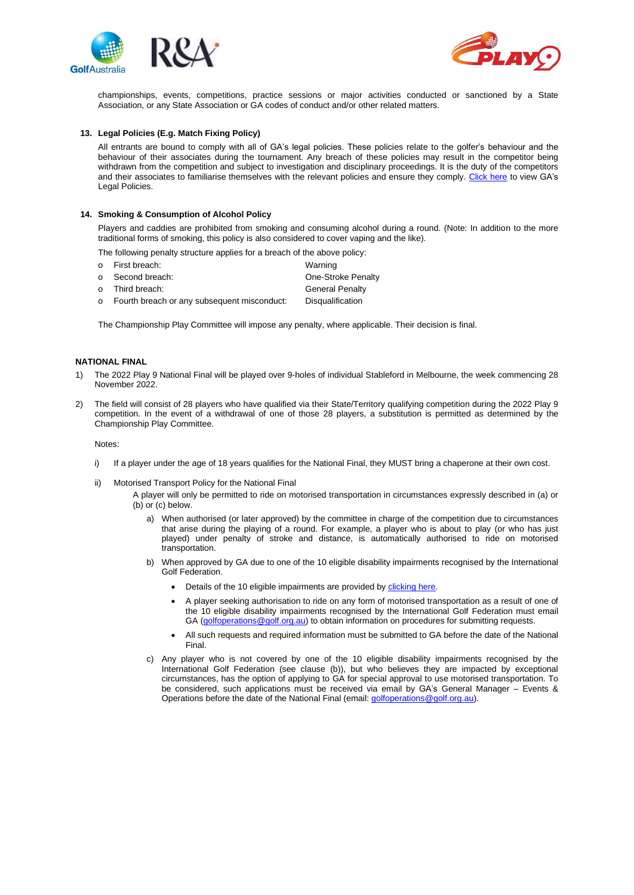championships, events, competitions, practice sessions or major activities conducted or sanctioned by a State Association, or any State Association or GA codes of conduct and/or other related matters.

**13. Legal Policies (E.g. Match Fixing Policy)**

All entrants are bound to comply with all of GA's legal policies. These policies relate to the golfer's behaviour and the behaviour of their associates during the tournament. Any breach of these policies may result in the competitor being withdrawn from the competition and subject to investigation and disciplinary proceedings. It is the duty of the competitors and their associates to familiarise themselves with the relevant policies and ensure they comply. Click here to view GA's Legal Policies.

**14. Smoking & Consumption of Alcohol Policy**

Players and caddies are prohibited from smoking and consuming alcohol during a round. (Note: In addition to the more traditional forms of smoking, this policy is also considered to cover vaping and the like).

The following penalty structure applies for a breach of the above policy:

| | |
|---|---|
| o First breach: | Warning |
| o Second breach: | One-Stroke Penalty |
| o Third breach: | General Penalty |
| o Fourth breach or any subsequent misconduct: | Disqualification |

The Championship Play Committee will impose any penalty, where applicable. Their decision is final.

**NATIONAL FINAL**

1) The 2022 Play 9 National Final will be played over 9-holes of individual Stableford in Melbourne, the week commencing 28 November 2022.

2) The field will consist of 28 players who have qualified via their State/Territory qualifying competition during the 2022 Play 9 competition. In the event of a withdrawal of one of those 28 players, a substitution is permitted as determined by the Championship Play Committee.

   Notes:

   i) If a player under the age of 18 years qualifies for the National Final, they MUST bring a chaperone at their own cost.

   ii) Motorised Transport Policy for the National Final

   A player will only be permitted to ride on motorised transportation in circumstances expressly described in (a) or (b) or (c) below.

   a) When authorised (or later approved) by the committee in charge of the competition due to circumstances that arise during the playing of a round. For example, a player who is about to play (or who has just played) under penalty of stroke and distance, is automatically authorised to ride on motorised transportation.

   b) When approved by GA due to one of the 10 eligible disability impairments recognised by the International Golf Federation.

      - Details of the 10 eligible impairments are provided by clicking here.
      - A player seeking authorisation to ride on any form of motorised transportation as a result of one of the 10 eligible disability impairments recognised by the International Golf Federation must email GA (golfoperations@golf.org.au) to obtain information on procedures for submitting requests.
      - All such requests and required information must be submitted to GA before the date of the National Final.

   c) Any player who is not covered by one of the 10 eligible disability impairments recognised by the International Golf Federation (see clause (b)), but who believes they are impacted by exceptional circumstances, has the option of applying to GA for special approval to use motorised transportation. To be considered, such applications must be received via email by GA's General Manager – Events & Operations before the date of the National Final (email: golfoperations@golf.org.au).